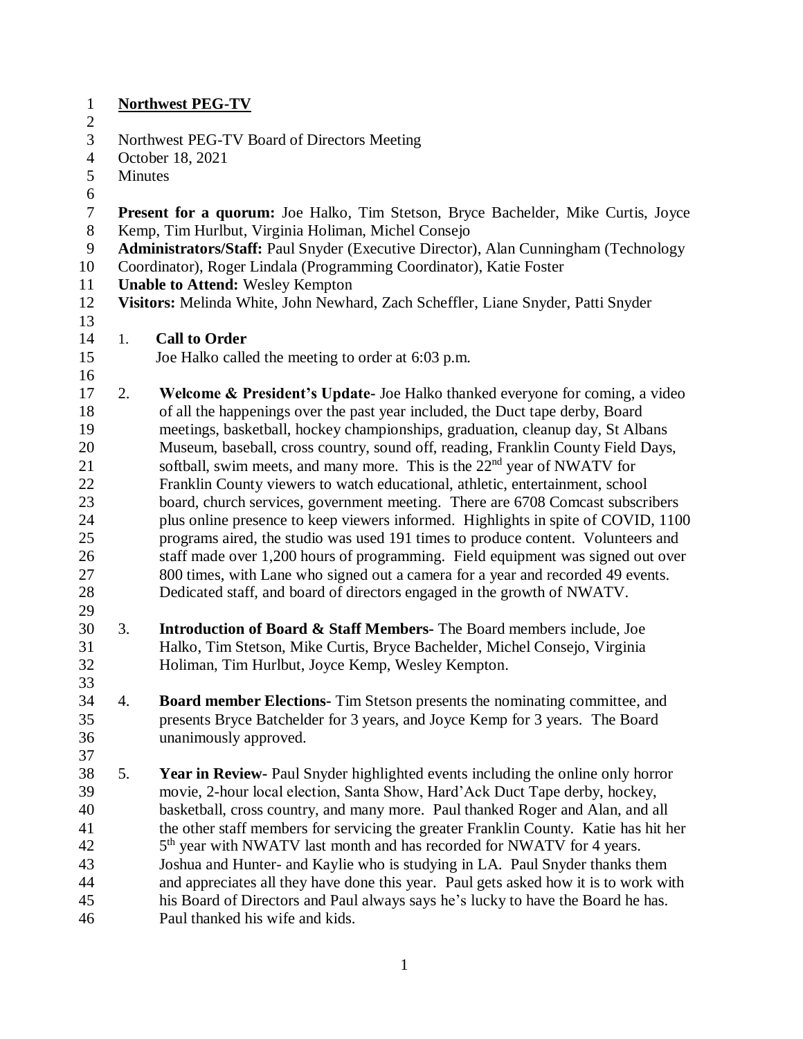**Northwest PEG-TV**

Northwest PEG-TV Board of Directors Meeting
October 18, 2021
Minutes

**Present for a quorum:** Joe Halko, Tim Stetson, Bryce Bachelder, Mike Curtis, Joyce Kemp, Tim Hurlbut, Virginia Holiman, Michel Consejo
**Administrators/Staff:** Paul Snyder (Executive Director), Alan Cunningham (Technology Coordinator), Roger Lindala (Programming Coordinator), Katie Foster
**Unable to Attend:** Wesley Kempton
**Visitors:** Melinda White, John Newhard, Zach Scheffler, Liane Snyder, Patti Snyder

1. **Call to Order**
   Joe Halko called the meeting to order at 6:03 p.m.

2. **Welcome & President's Update-** Joe Halko thanked everyone for coming, a video of all the happenings over the past year included, the Duct tape derby, Board meetings, basketball, hockey championships, graduation, cleanup day, St Albans Museum, baseball, cross country, sound off, reading, Franklin County Field Days, softball, swim meets, and many more. This is the 22nd year of NWATV for Franklin County viewers to watch educational, athletic, entertainment, school board, church services, government meeting. There are 6708 Comcast subscribers plus online presence to keep viewers informed. Highlights in spite of COVID, 1100 programs aired, the studio was used 191 times to produce content. Volunteers and staff made over 1,200 hours of programming. Field equipment was signed out over 800 times, with Lane who signed out a camera for a year and recorded 49 events. Dedicated staff, and board of directors engaged in the growth of NWATV.

3. **Introduction of Board & Staff Members-** The Board members include, Joe Halko, Tim Stetson, Mike Curtis, Bryce Bachelder, Michel Consejo, Virginia Holiman, Tim Hurlbut, Joyce Kemp, Wesley Kempton.

4. **Board member Elections-** Tim Stetson presents the nominating committee, and presents Bryce Batchelder for 3 years, and Joyce Kemp for 3 years. The Board unanimously approved.

5. **Year in Review-** Paul Snyder highlighted events including the online only horror movie, 2-hour local election, Santa Show, Hard'Ack Duct Tape derby, hockey, basketball, cross country, and many more. Paul thanked Roger and Alan, and all the other staff members for servicing the greater Franklin County. Katie has hit her 5th year with NWATV last month and has recorded for NWATV for 4 years. Joshua and Hunter- and Kaylie who is studying in LA. Paul Snyder thanks them and appreciates all they have done this year. Paul gets asked how it is to work with his Board of Directors and Paul always says he's lucky to have the Board he has. Paul thanked his wife and kids.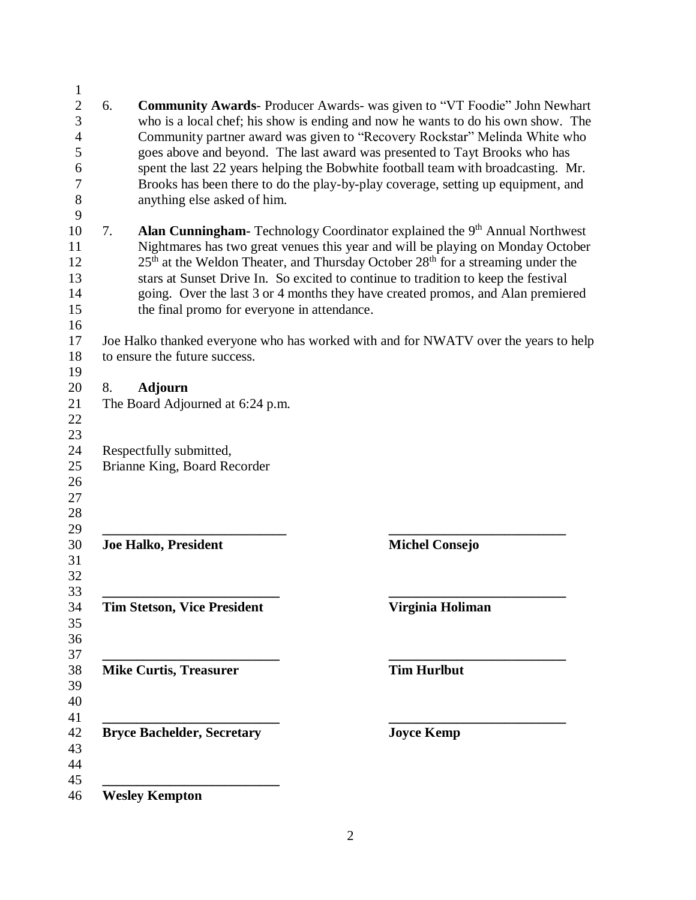6. **Community Awards**- Producer Awards- was given to "VT Foodie" John Newhart who is a local chef; his show is ending and now he wants to do his own show. The Community partner award was given to "Recovery Rockstar" Melinda White who goes above and beyond. The last award was presented to Tayt Brooks who has spent the last 22 years helping the Bobwhite football team with broadcasting. Mr. Brooks has been there to do the play-by-play coverage, setting up equipment, and anything else asked of him.

7. **Alan Cunningham-** Technology Coordinator explained the 9th Annual Northwest Nightmares has two great venues this year and will be playing on Monday October 25th at the Weldon Theater, and Thursday October 28th for a streaming under the stars at Sunset Drive In. So excited to continue to tradition to keep the festival going. Over the last 3 or 4 months they have created promos, and Alan premiered the final promo for everyone in attendance.

Joe Halko thanked everyone who has worked with and for NWATV over the years to help to ensure the future success.

8. **Adjourn**

The Board Adjourned at 6:24 p.m.

Respectfully submitted,
Brianne King, Board Recorder

| | |
|---|---|
| ______________________ | ______________________ |
| **Joe Halko, President** | **Michel Consejo** |
| ______________________ | ______________________ |
| **Tim Stetson, Vice President** | **Virginia Holiman** |
| ______________________ | ______________________ |
| **Mike Curtis, Treasurer** | **Tim Hurlbut** |
| ______________________ | ______________________ |
| **Bryce Bachelder, Secretary** | **Joyce Kemp** |
| ______________________ | |
| **Wesley Kempton** | |